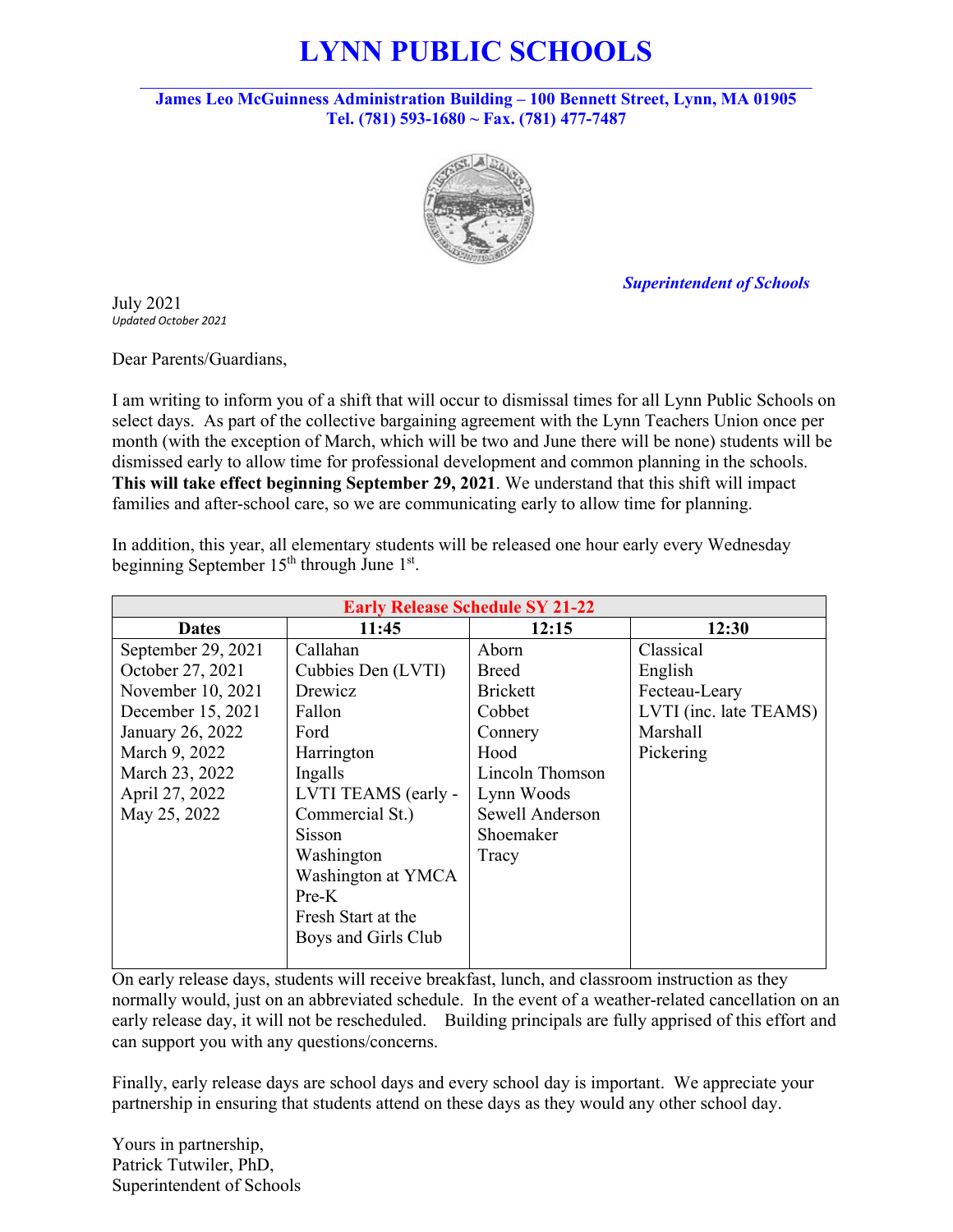# LYNN PUBLIC SCHOOLS

**James Leo McGuinness Administration Building – 100 Bennett Street, Lynn, MA 01905**
**Tel. (781) 593-1680 ~ Fax. (781) 477-7487**

***Superintendent of Schools***

July 2021
*Updated October 2021*

Dear Parents/Guardians,

I am writing to inform you of a shift that will occur to dismissal times for all Lynn Public Schools on select days. As part of the collective bargaining agreement with the Lynn Teachers Union once per month (with the exception of March, which will be two and June there will be none) students will be dismissed early to allow time for professional development and common planning in the schools. **This will take effect beginning September 29, 2021**. We understand that this shift will impact families and after-school care, so we are communicating early to allow time for planning.

In addition, this year, all elementary students will be released one hour early every Wednesday beginning September 15th through June 1st.

| Early Release Schedule SY 21-22 | | | |
|---|---|---|---|
| **Dates** | **11:45** | **12:15** | **12:30** |
| September 29, 2021<br>October 27, 2021<br>November 10, 2021<br>December 15, 2021<br>January 26, 2022<br>March 9, 2022<br>March 23, 2022<br>April 27, 2022<br>May 25, 2022 | Callahan<br>Cubbies Den (LVTI)<br>Drewicz<br>Fallon<br>Ford<br>Harrington<br>Ingalls<br>LVTI TEAMS (early - Commercial St.)<br>Sisson<br>Washington<br>Washington at YMCA Pre-K<br>Fresh Start at the Boys and Girls Club | Aborn<br>Breed<br>Brickett<br>Cobbet<br>Connery<br>Hood<br>Lincoln Thomson<br>Lynn Woods<br>Sewell Anderson<br>Shoemaker<br>Tracy | Classical<br>English<br>Fecteau-Leary<br>LVTI (inc. late TEAMS)<br>Marshall<br>Pickering |

On early release days, students will receive breakfast, lunch, and classroom instruction as they normally would, just on an abbreviated schedule. In the event of a weather-related cancellation on an early release day, it will not be rescheduled. Building principals are fully apprised of this effort and can support you with any questions/concerns.

Finally, early release days are school days and every school day is important. We appreciate your partnership in ensuring that students attend on these days as they would any other school day.

Yours in partnership,
Patrick Tutwiler, PhD,
Superintendent of Schools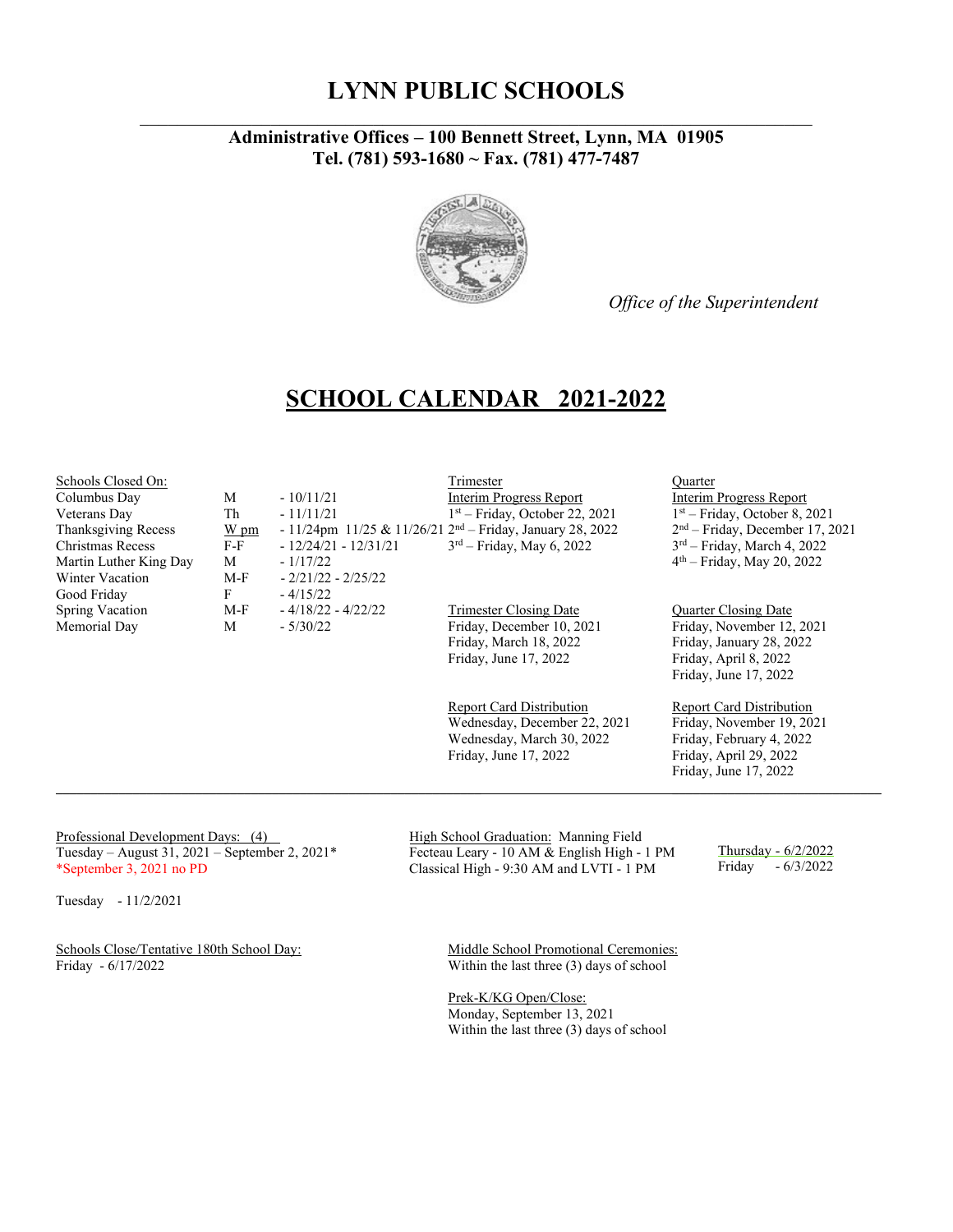# LYNN PUBLIC SCHOOLS

**Administrative Offices – 100 Bennett Street, Lynn, MA 01905**
**Tel. (781) 593-1680 ~ Fax. (781) 477-7487**

*Office of the Superintendent*

## SCHOOL CALENDAR 2021-2022

**Schools Closed On:**

| Holiday | Day | Date |
|---|---|---|
| Columbus Day | M | - 10/11/21 |
| Veterans Day | Th | - 11/11/21 |
| Thanksgiving Recess | W pm | - 11/24pm 11/25 & 11/26/21 |
| Christmas Recess | F-F | - 12/24/21 - 12/31/21 |
| Martin Luther King Day | M | - 1/17/22 |
| Winter Vacation | M-F | - 2/21/22 - 2/25/22 |
| Good Friday | F | - 4/15/22 |
| Spring Vacation | M-F | - 4/18/22 - 4/22/22 |
| Memorial Day | M | - 5/30/22 |

**Trimester**

Interim Progress Report
- 1st – Friday, October 22, 2021
- 2nd – Friday, January 28, 2022
- 3rd – Friday, May 6, 2022

Trimester Closing Date
- Friday, December 10, 2021
- Friday, March 18, 2022
- Friday, June 17, 2022

Report Card Distribution
- Wednesday, December 22, 2021
- Wednesday, March 30, 2022
- Friday, June 17, 2022

**Quarter**

Interim Progress Report
- 1st – Friday, October 8, 2021
- 2nd – Friday, December 17, 2021
- 3rd – Friday, March 4, 2022
- 4th – Friday, May 20, 2022

Quarter Closing Date
- Friday, November 12, 2021
- Friday, January 28, 2022
- Friday, April 8, 2022
- Friday, June 17, 2022

Report Card Distribution
- Friday, November 19, 2021
- Friday, February 4, 2022
- Friday, April 29, 2022
- Friday, June 17, 2022

---

Professional Development Days: (4)
Tuesday – August 31, 2021 – September 2, 2021*
*September 3, 2021 no PD

Tuesday - 11/2/2021

High School Graduation: Manning Field
Fecteau Leary - 10 AM & English High - 1 PM — Thursday - 6/2/2022
Classical High - 9:30 AM and LVTI - 1 PM — Friday - 6/3/2022

Schools Close/Tentative 180th School Day:
Friday - 6/17/2022

Middle School Promotional Ceremonies:
Within the last three (3) days of school

Prek-K/KG Open/Close:
Monday, September 13, 2021
Within the last three (3) days of school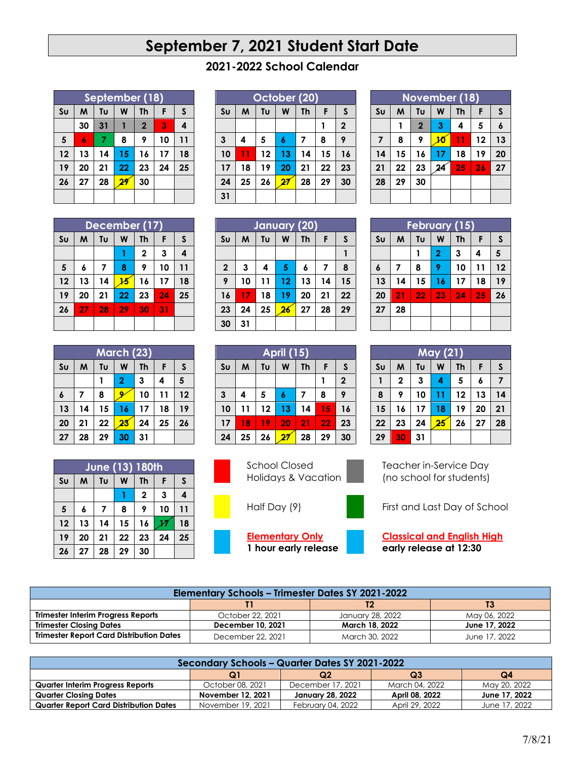# September 7, 2021 Student Start Date

## 2021-2022 School Calendar

**September (18)**

| Su | M | Tu | W | Th | F | S |
|---|---|---|---|---|---|---|
| | 30 | 31 | 1 | 2 | 3 | 4 |
| 5 | 6 | 7 | 8 | 9 | 10 | 11 |
| 12 | 13 | 14 | 15 | 16 | 17 | 18 |
| 19 | 20 | 21 | 22 | 23 | 24 | 25 |
| 26 | 27 | 28 | 29 | 30 | | |

**October (20)**

| Su | M | Tu | W | Th | F | S |
|---|---|---|---|---|---|---|
| | | | | | 1 | 2 |
| 3 | 4 | 5 | 6 | 7 | 8 | 9 |
| 10 | 11 | 12 | 13 | 14 | 15 | 16 |
| 17 | 18 | 19 | 20 | 21 | 22 | 23 |
| 24 | 25 | 26 | 27 | 28 | 29 | 30 |
| 31 | | | | | | |

**November (18)**

| Su | M | Tu | W | Th | F | S |
|---|---|---|---|---|---|---|
| | 1 | 2 | 3 | 4 | 5 | 6 |
| 7 | 8 | 9 | 10 | 11 | 12 | 13 |
| 14 | 15 | 16 | 17 | 18 | 19 | 20 |
| 21 | 22 | 23 | 24 | 25 | 26 | 27 |
| 28 | 29 | 30 | | | | |

**December (17)**

| Su | M | Tu | W | Th | F | S |
|---|---|---|---|---|---|---|
| | | | 1 | 2 | 3 | 4 |
| 5 | 6 | 7 | 8 | 9 | 10 | 11 |
| 12 | 13 | 14 | 15 | 16 | 17 | 18 |
| 19 | 20 | 21 | 22 | 23 | 24 | 25 |
| 26 | 27 | 28 | 29 | 30 | 31 | |

**January (20)**

| Su | M | Tu | W | Th | F | S |
|---|---|---|---|---|---|---|
| | | | | | | 1 |
| 2 | 3 | 4 | 5 | 6 | 7 | 8 |
| 9 | 10 | 11 | 12 | 13 | 14 | 15 |
| 16 | 17 | 18 | 19 | 20 | 21 | 22 |
| 23 | 24 | 25 | 26 | 27 | 28 | 29 |
| 30 | 31 | | | | | |

**February (15)**

| Su | M | Tu | W | Th | F | S |
|---|---|---|---|---|---|---|
| | | 1 | 2 | 3 | 4 | 5 |
| 6 | 7 | 8 | 9 | 10 | 11 | 12 |
| 13 | 14 | 15 | 16 | 17 | 18 | 19 |
| 20 | 21 | 22 | 23 | 24 | 25 | 26 |
| 27 | 28 | | | | | |

**March (23)**

| Su | M | Tu | W | Th | F | S |
|---|---|---|---|---|---|---|
| | | 1 | 2 | 3 | 4 | 5 |
| 6 | 7 | 8 | 9 | 10 | 11 | 12 |
| 13 | 14 | 15 | 16 | 17 | 18 | 19 |
| 20 | 21 | 22 | 23 | 24 | 25 | 26 |
| 27 | 28 | 29 | 30 | 31 | | |

**April (15)**

| Su | M | Tu | W | Th | F | S |
|---|---|---|---|---|---|---|
| | | | | | 1 | 2 |
| 3 | 4 | 5 | 6 | 7 | 8 | 9 |
| 10 | 11 | 12 | 13 | 14 | 15 | 16 |
| 17 | 18 | 19 | 20 | 21 | 22 | 23 |
| 24 | 25 | 26 | 27 | 28 | 29 | 30 |

**May (21)**

| Su | M | Tu | W | Th | F | S |
|---|---|---|---|---|---|---|
| 1 | 2 | 3 | 4 | 5 | 6 | 7 |
| 8 | 9 | 10 | 11 | 12 | 13 | 14 |
| 15 | 16 | 17 | 18 | 19 | 20 | 21 |
| 22 | 23 | 24 | 25 | 26 | 27 | 28 |
| 29 | 30 | 31 | | | | |

**June (13) 180th**

| Su | M | Tu | W | Th | F | S |
|---|---|---|---|---|---|---|
| | | | 1 | 2 | 3 | 4 |
| 5 | 6 | 7 | 8 | 9 | 10 | 11 |
| 12 | 13 | 14 | 15 | 16 | 17 | 18 |
| 19 | 20 | 21 | 22 | 23 | 24 | 25 |
| 26 | 27 | 28 | 29 | 30 | | |

School Closed Holidays & Vacation

Teacher in-Service Day (no school for students)

Half Day (9)

First and Last Day of School

**Elementary Only** **1 hour early release**

**Classical and English High** **early release at 12:30**

| Elementary Schools – Trimester Dates SY 2021-2022 | | | |
|---|---|---|---|
| | T1 | T2 | T3 |
| **Trimester Interim Progress Reports** | October 22, 2021 | January 28, 2022 | May 06, 2022 |
| **Trimester Closing Dates** | **December 10, 2021** | **March 18, 2022** | **June 17, 2022** |
| **Trimester Report Card Distribution Dates** | December 22, 2021 | March 30, 2022 | June 17, 2022 |

| Secondary Schools – Quarter Dates SY 2021-2022 | | | | |
|---|---|---|---|---|
| | Q1 | Q2 | Q3 | Q4 |
| **Quarter Interim Progress Reports** | October 08, 2021 | December 17, 2021 | March 04, 2022 | May 20, 2022 |
| **Quarter Closing Dates** | **November 12, 2021** | **January 28, 2022** | **April 08, 2022** | **June 17, 2022** |
| **Quarter Report Card Distribution Dates** | November 19, 2021 | February 04, 2022 | April 29, 2022 | June 17, 2022 |

7/8/21